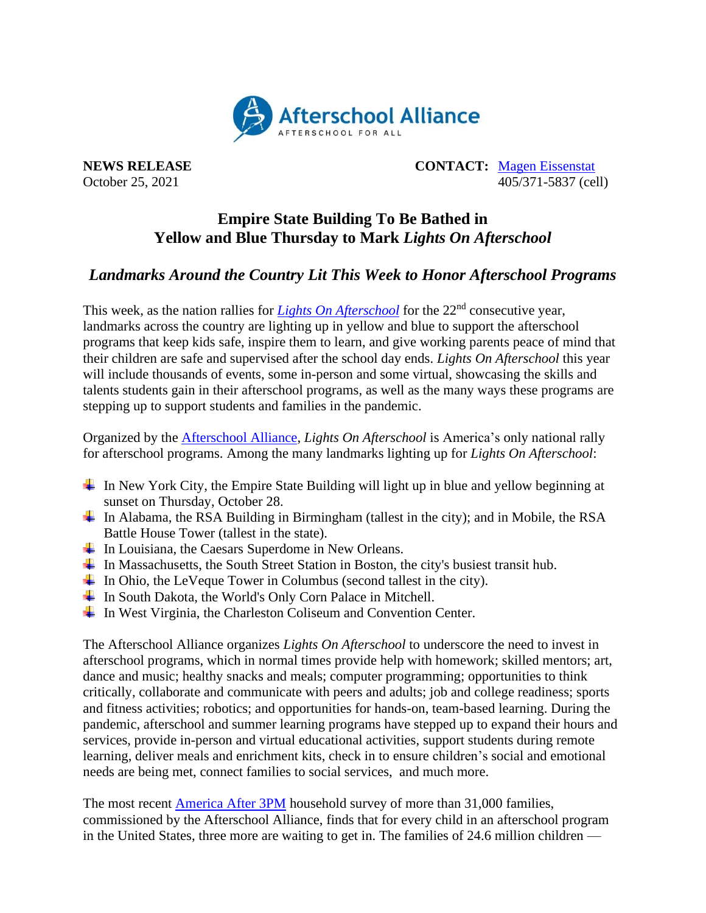Afterschool Alliance
AFTERSCHOOL FOR ALL

**NEWS RELEASE**
October 25, 2021

**CONTACT:** Magen Eissenstat
405/371-5837 (cell)

# Empire State Building To Be Bathed in Yellow and Blue Thursday to Mark *Lights On Afterschool*

## *Landmarks Around the Country Lit This Week to Honor Afterschool Programs*

This week, as the nation rallies for *Lights On Afterschool* for the 22nd consecutive year, landmarks across the country are lighting up in yellow and blue to support the afterschool programs that keep kids safe, inspire them to learn, and give working parents peace of mind that their children are safe and supervised after the school day ends. *Lights On Afterschool* this year will include thousands of events, some in-person and some virtual, showcasing the skills and talents students gain in their afterschool programs, as well as the many ways these programs are stepping up to support students and families in the pandemic.

Organized by the Afterschool Alliance, *Lights On Afterschool* is America's only national rally for afterschool programs. Among the many landmarks lighting up for *Lights On Afterschool*:

- In New York City, the Empire State Building will light up in blue and yellow beginning at sunset on Thursday, October 28.
- In Alabama, the RSA Building in Birmingham (tallest in the city); and in Mobile, the RSA Battle House Tower (tallest in the state).
- In Louisiana, the Caesars Superdome in New Orleans.
- In Massachusetts, the South Street Station in Boston, the city's busiest transit hub.
- In Ohio, the LeVeque Tower in Columbus (second tallest in the city).
- In South Dakota, the World's Only Corn Palace in Mitchell.
- In West Virginia, the Charleston Coliseum and Convention Center.

The Afterschool Alliance organizes *Lights On Afterschool* to underscore the need to invest in afterschool programs, which in normal times provide help with homework; skilled mentors; art, dance and music; healthy snacks and meals; computer programming; opportunities to think critically, collaborate and communicate with peers and adults; job and college readiness; sports and fitness activities; robotics; and opportunities for hands-on, team-based learning. During the pandemic, afterschool and summer learning programs have stepped up to expand their hours and services, provide in-person and virtual educational activities, support students during remote learning, deliver meals and enrichment kits, check in to ensure children's social and emotional needs are being met, connect families to social services, and much more.

The most recent America After 3PM household survey of more than 31,000 families, commissioned by the Afterschool Alliance, finds that for every child in an afterschool program in the United States, three more are waiting to get in. The families of 24.6 million children —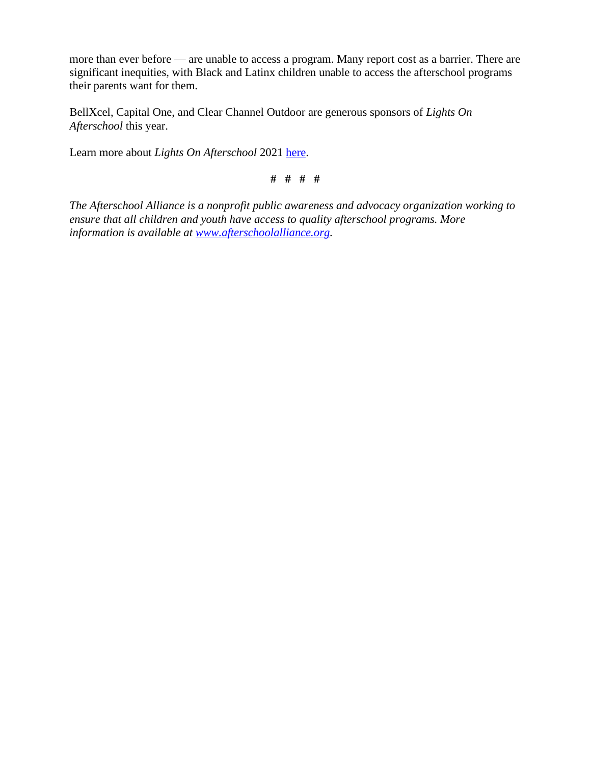more than ever before — are unable to access a program. Many report cost as a barrier. There are significant inequities, with Black and Latinx children unable to access the afterschool programs their parents want for them.

BellXcel, Capital One, and Clear Channel Outdoor are generous sponsors of *Lights On Afterschool* this year.

Learn more about *Lights On Afterschool* 2021 [here](#).

# # # #

*The Afterschool Alliance is a nonprofit public awareness and advocacy organization working to ensure that all children and youth have access to quality afterschool programs. More information is available at [www.afterschoolalliance.org](http://www.afterschoolalliance.org).*